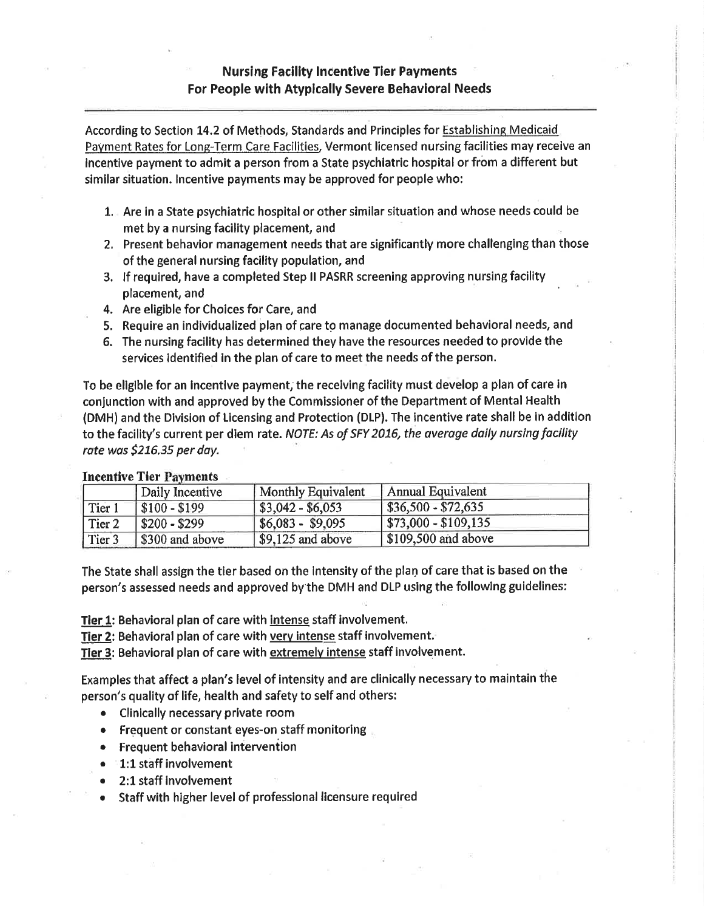# Nursing Facility Incentive Tier Payments
# For People with Atypically Severe Behavioral Needs

According to Section 14.2 of Methods, Standards and Principles for Establishing Medicaid Payment Rates for Long-Term Care Facilities, Vermont licensed nursing facilities may receive an incentive payment to admit a person from a State psychiatric hospital or from a different but similar situation. Incentive payments may be approved for people who:

1. Are in a State psychiatric hospital or other similar situation and whose needs could be met by a nursing facility placement, and
2. Present behavior management needs that are significantly more challenging than those of the general nursing facility population, and
3. If required, have a completed Step II PASRR screening approving nursing facility placement, and
4. Are eligible for Choices for Care, and
5. Require an individualized plan of care to manage documented behavioral needs, and
6. The nursing facility has determined they have the resources needed to provide the services identified in the plan of care to meet the needs of the person.

To be eligible for an incentive payment, the receiving facility must develop a plan of care in conjunction with and approved by the Commissioner of the Department of Mental Health (DMH) and the Division of Licensing and Protection (DLP). The incentive rate shall be in addition to the facility's current per diem rate. *NOTE: As of SFY 2016, the average daily nursing facility rate was $216.35 per day.*

**Incentive Tier Payments**

| | Daily Incentive | Monthly Equivalent | Annual Equivalent |
|---|---|---|---|
| Tier 1 | $100 - $199 | $3,042 - $6,053 | $36,500 - $72,635 |
| Tier 2 | $200 - $299 | $6,083 - $9,095 | $73,000 - $109,135 |
| Tier 3 | $300 and above | $9,125 and above | $109,500 and above |

The State shall assign the tier based on the intensity of the plan of care that is based on the person's assessed needs and approved by the DMH and DLP using the following guidelines:

**Tier 1**: Behavioral plan of care with intense staff involvement.
**Tier 2**: Behavioral plan of care with very intense staff involvement.
**Tier 3**: Behavioral plan of care with extremely intense staff involvement.

Examples that affect a plan's level of intensity and are clinically necessary to maintain the person's quality of life, health and safety to self and others:

- Clinically necessary private room
- Frequent or constant eyes-on staff monitoring
- Frequent behavioral intervention
- 1:1 staff involvement
- 2:1 staff involvement
- Staff with higher level of professional licensure required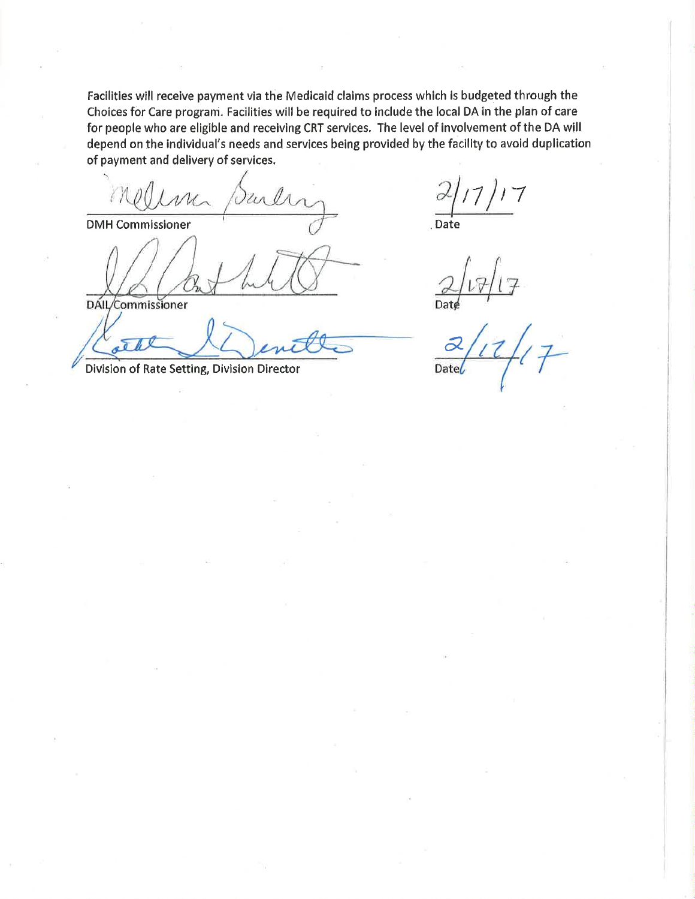Facilities will receive payment via the Medicaid claims process which is budgeted through the Choices for Care program. Facilities will be required to include the local DA in the plan of care for people who are eligible and receiving CRT services. The level of involvement of the DA will depend on the individual's needs and services being provided by the facility to avoid duplication of payment and delivery of services.

DMH Commissioner — Date: 2/17/17

DAIL Commissioner — Date: 2/17/17

Division of Rate Setting, Division Director — Date: 2/17/17